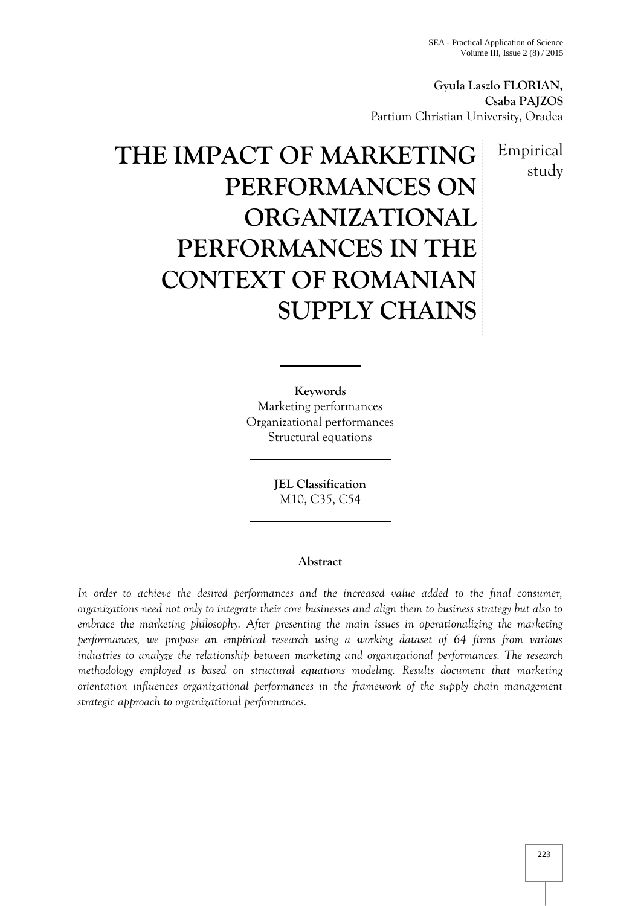**Gyula Laszlo FLORIAN,**
**Csaba PAJZOS**
Partium Christian University, Oradea

# THE IMPACT OF MARKETING PERFORMANCES ON ORGANIZATIONAL PERFORMANCES IN THE CONTEXT OF ROMANIAN SUPPLY CHAINS

Empirical study

**Keywords**
Marketing performances
Organizational performances
Structural equations

**JEL Classification**
M10, C35, C54

## Abstract

*In order to achieve the desired performances and the increased value added to the final consumer, organizations need not only to integrate their core businesses and align them to business strategy but also to embrace the marketing philosophy. After presenting the main issues in operationalizing the marketing performances, we propose an empirical research using a working dataset of 64 firms from various industries to analyze the relationship between marketing and organizational performances. The research methodology employed is based on structural equations modeling. Results document that marketing orientation influences organizational performances in the framework of the supply chain management strategic approach to organizational performances.*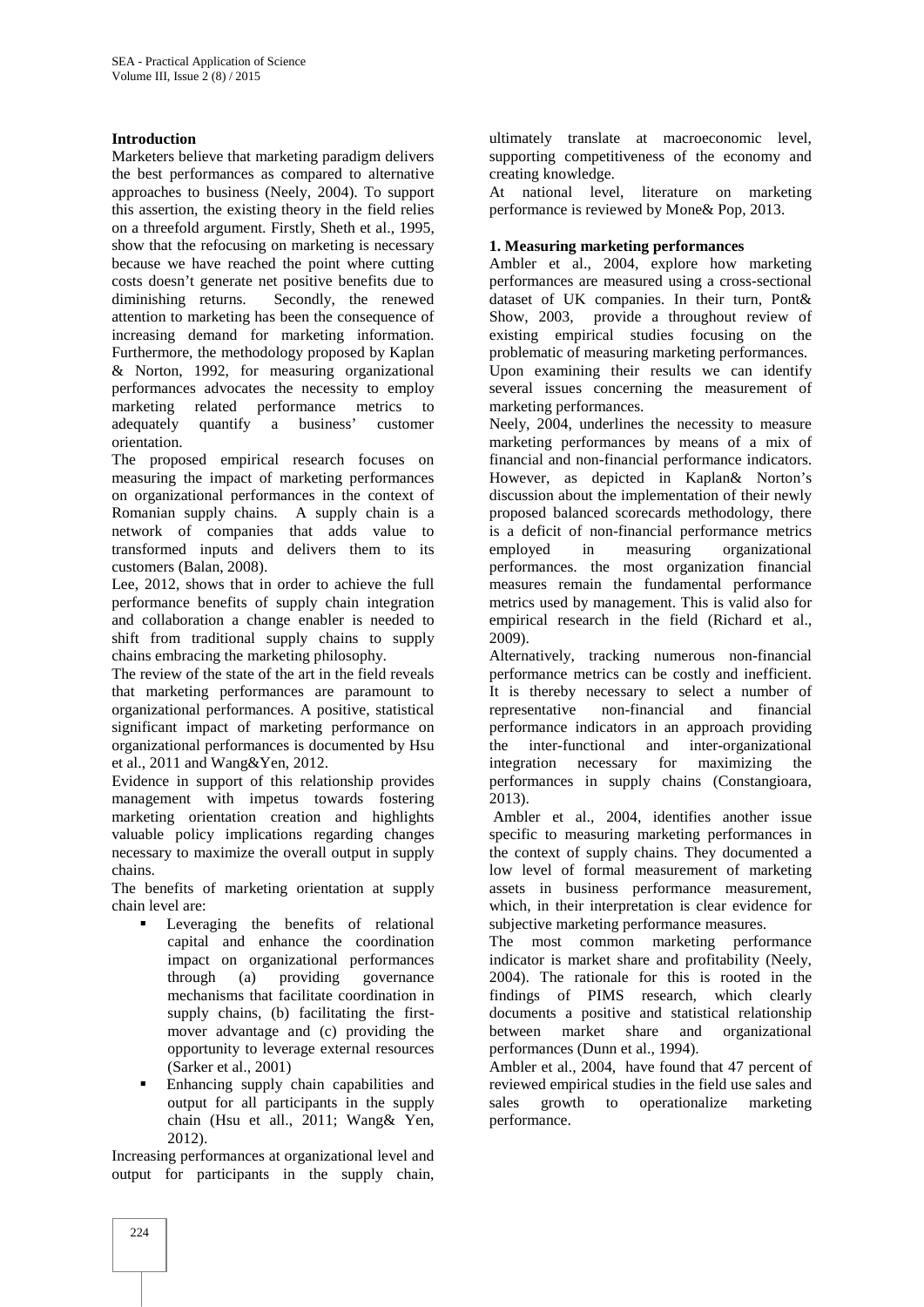## Introduction

Marketers believe that marketing paradigm delivers the best performances as compared to alternative approaches to business (Neely, 2004). To support this assertion, the existing theory in the field relies on a threefold argument. Firstly, Sheth et al., 1995, show that the refocusing on marketing is necessary because we have reached the point where cutting costs doesn't generate net positive benefits due to diminishing returns. Secondly, the renewed attention to marketing has been the consequence of increasing demand for marketing information. Furthermore, the methodology proposed by Kaplan & Norton, 1992, for measuring organizational performances advocates the necessity to employ marketing related performance metrics to adequately quantify a business' customer orientation.

The proposed empirical research focuses on measuring the impact of marketing performances on organizational performances in the context of Romanian supply chains. A supply chain is a network of companies that adds value to transformed inputs and delivers them to its customers (Balan, 2008).

Lee, 2012, shows that in order to achieve the full performance benefits of supply chain integration and collaboration a change enabler is needed to shift from traditional supply chains to supply chains embracing the marketing philosophy.

The review of the state of the art in the field reveals that marketing performances are paramount to organizational performances. A positive, statistical significant impact of marketing performance on organizational performances is documented by Hsu et al., 2011 and Wang&Yen, 2012.

Evidence in support of this relationship provides management with impetus towards fostering marketing orientation creation and highlights valuable policy implications regarding changes necessary to maximize the overall output in supply chains.

The benefits of marketing orientation at supply chain level are:

- Leveraging the benefits of relational capital and enhance the coordination impact on organizational performances through (a) providing governance mechanisms that facilitate coordination in supply chains, (b) facilitating the first-mover advantage and (c) providing the opportunity to leverage external resources (Sarker et al., 2001)
- Enhancing supply chain capabilities and output for all participants in the supply chain (Hsu et all., 2011; Wang& Yen, 2012).

Increasing performances at organizational level and output for participants in the supply chain, ultimately translate at macroeconomic level, supporting competitiveness of the economy and creating knowledge.

At national level, literature on marketing performance is reviewed by Mone& Pop, 2013.

## 1. Measuring marketing performances

Ambler et al., 2004, explore how marketing performances are measured using a cross-sectional dataset of UK companies. In their turn, Pont& Show, 2003, provide a throughout review of existing empirical studies focusing on the problematic of measuring marketing performances. Upon examining their results we can identify several issues concerning the measurement of marketing performances.

Neely, 2004, underlines the necessity to measure marketing performances by means of a mix of financial and non-financial performance indicators. However, as depicted in Kaplan& Norton's discussion about the implementation of their newly proposed balanced scorecards methodology, there is a deficit of non-financial performance metrics employed in measuring organizational performances. the most organization financial measures remain the fundamental performance metrics used by management. This is valid also for empirical research in the field (Richard et al., 2009).

Alternatively, tracking numerous non-financial performance metrics can be costly and inefficient. It is thereby necessary to select a number of representative non-financial and financial performance indicators in an approach providing the inter-functional and inter-organizational integration necessary for maximizing the performances in supply chains (Constangioara, 2013).

Ambler et al., 2004, identifies another issue specific to measuring marketing performances in the context of supply chains. They documented a low level of formal measurement of marketing assets in business performance measurement, which, in their interpretation is clear evidence for subjective marketing performance measures.

The most common marketing performance indicator is market share and profitability (Neely, 2004). The rationale for this is rooted in the findings of PIMS research, which clearly documents a positive and statistical relationship between market share and organizational performances (Dunn et al., 1994).

Ambler et al., 2004, have found that 47 percent of reviewed empirical studies in the field use sales and sales growth to operationalize marketing performance.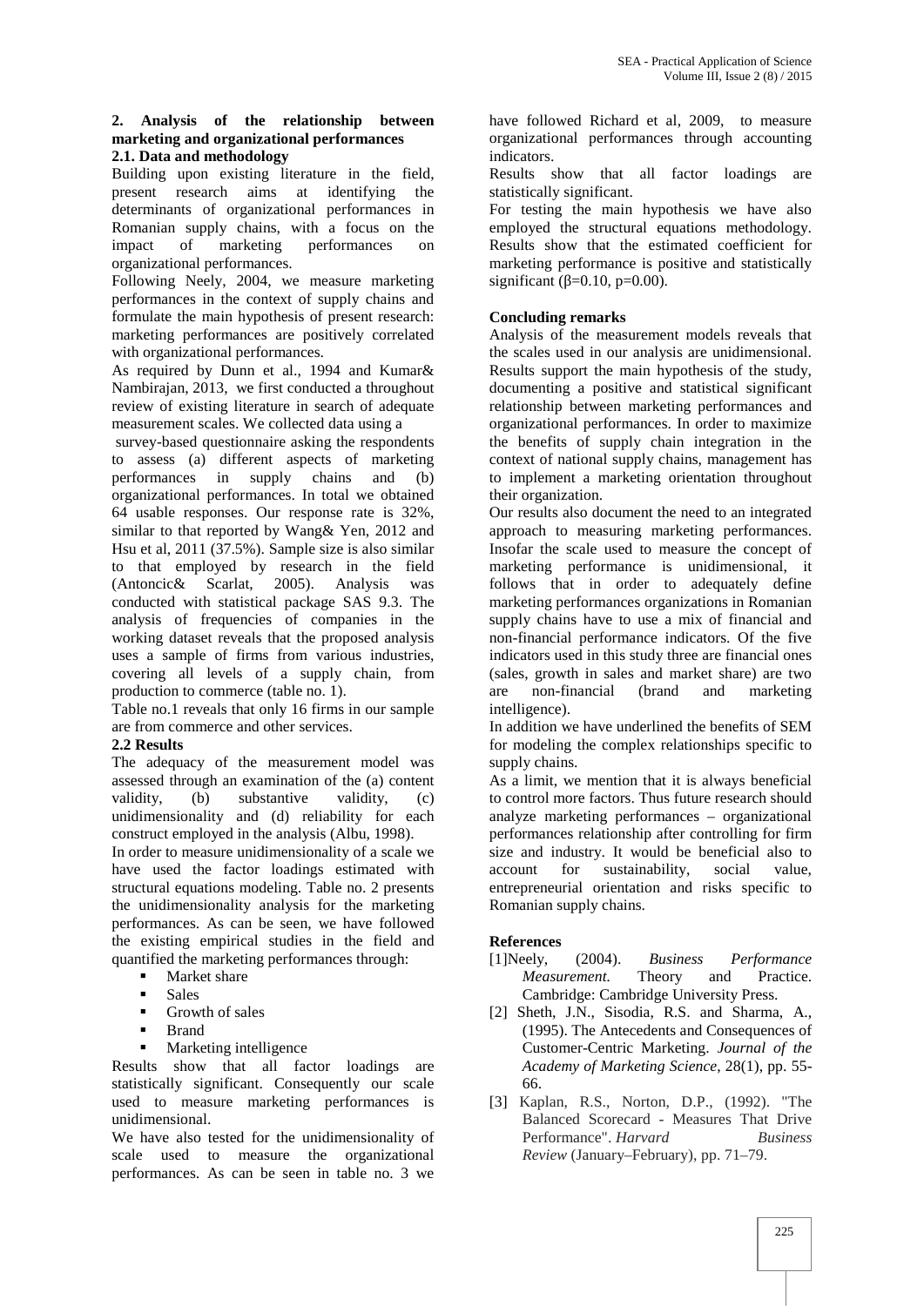## 2. Analysis of the relationship between marketing and organizational performances

### 2.1. Data and methodology

Building upon existing literature in the field, present research aims at identifying the determinants of organizational performances in Romanian supply chains, with a focus on the impact of marketing performances on organizational performances.

Following Neely, 2004, we measure marketing performances in the context of supply chains and formulate the main hypothesis of present research: marketing performances are positively correlated with organizational performances.

As required by Dunn et al., 1994 and Kumar& Nambirajan, 2013, we first conducted a throughout review of existing literature in search of adequate measurement scales. We collected data using a survey-based questionnaire asking the respondents to assess (a) different aspects of marketing performances in supply chains and (b) organizational performances. In total we obtained 64 usable responses. Our response rate is 32%, similar to that reported by Wang& Yen, 2012 and Hsu et al, 2011 (37.5%). Sample size is also similar to that employed by research in the field (Antoncic& Scarlat, 2005). Analysis was conducted with statistical package SAS 9.3. The analysis of frequencies of companies in the working dataset reveals that the proposed analysis uses a sample of firms from various industries, covering all levels of a supply chain, from production to commerce (table no. 1).

Table no.1 reveals that only 16 firms in our sample are from commerce and other services.

### 2.2 Results

The adequacy of the measurement model was assessed through an examination of the (a) content validity, (b) substantive validity, (c) unidimensionality and (d) reliability for each construct employed in the analysis (Albu, 1998).

In order to measure unidimensionality of a scale we have used the factor loadings estimated with structural equations modeling. Table no. 2 presents the unidimensionality analysis for the marketing performances. As can be seen, we have followed the existing empirical studies in the field and quantified the marketing performances through:

- Market share
- Sales
- Growth of sales
- Brand
- Marketing intelligence

Results show that all factor loadings are statistically significant. Consequently our scale used to measure marketing performances is unidimensional.

We have also tested for the unidimensionality of scale used to measure the organizational performances. As can be seen in table no. 3 we have followed Richard et al, 2009, to measure organizational performances through accounting indicators.

Results show that all factor loadings are statistically significant.

For testing the main hypothesis we have also employed the structural equations methodology. Results show that the estimated coefficient for marketing performance is positive and statistically significant ($\beta$=0.10, p=0.00).

### Concluding remarks

Analysis of the measurement models reveals that the scales used in our analysis are unidimensional. Results support the main hypothesis of the study, documenting a positive and statistical significant relationship between marketing performances and organizational performances. In order to maximize the benefits of supply chain integration in the context of national supply chains, management has to implement a marketing orientation throughout their organization.

Our results also document the need to an integrated approach to measuring marketing performances. Insofar the scale used to measure the concept of marketing performance is unidimensional, it follows that in order to adequately define marketing performances organizations in Romanian supply chains have to use a mix of financial and non-financial performance indicators. Of the five indicators used in this study three are financial ones (sales, growth in sales and market share) are two are non-financial (brand and marketing intelligence).

In addition we have underlined the benefits of SEM for modeling the complex relationships specific to supply chains.

As a limit, we mention that it is always beneficial to control more factors. Thus future research should analyze marketing performances – organizational performances relationship after controlling for firm size and industry. It would be beneficial also to account for sustainability, social value, entrepreneurial orientation and risks specific to Romanian supply chains.

### References

[1]Neely, (2004). *Business Performance Measurement.* Theory and Practice. Cambridge: Cambridge University Press.

[2] Sheth, J.N., Sisodia, R.S. and Sharma, A., (1995). The Antecedents and Consequences of Customer-Centric Marketing. *Journal of the Academy of Marketing Science*, 28(1), pp. 55-66.

[3] Kaplan, R.S., Norton, D.P., (1992). "The Balanced Scorecard - Measures That Drive Performance". *Harvard Business Review* (January–February), pp. 71–79.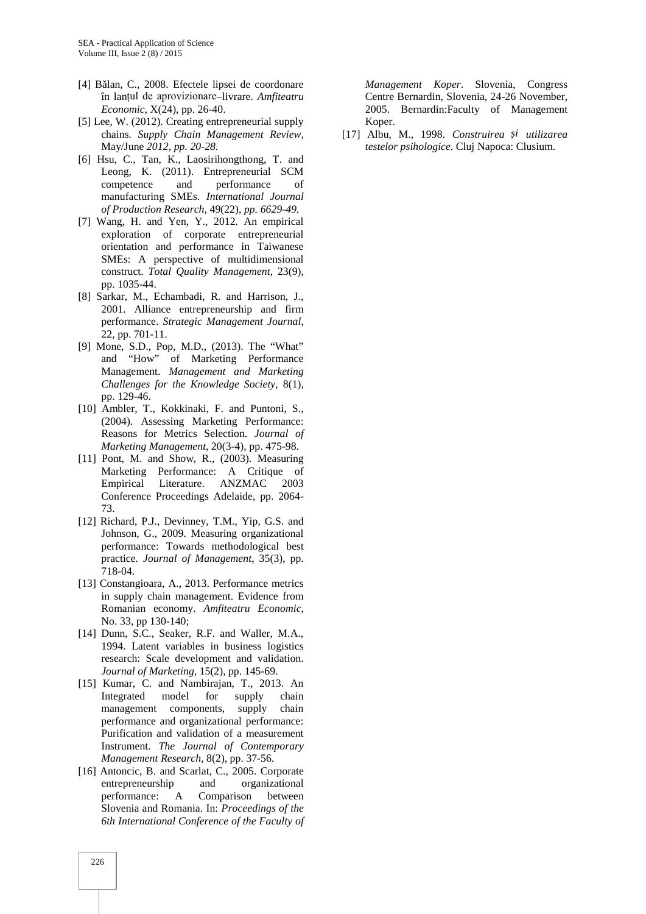[4] Bălan, C., 2008. Efectele lipsei de coordonare în lanțul de aprovizionare–livrare. *Amfiteatru Economic*, X(24), pp. 26-40.

[5] Lee, W. (2012). Creating entrepreneurial supply chains. *Supply Chain Management Review*, May/June *2012, pp. 20-28.*

[6] Hsu, C., Tan, K., Laosirihongthong, T. and Leong, K. (2011). Entrepreneurial SCM competence and performance of manufacturing SMEs. *International Journal of Production Research*, 49(22), *pp. 6629-49.*

[7] Wang, H. and Yen, Y., 2012. An empirical exploration of corporate entrepreneurial orientation and performance in Taiwanese SMEs: A perspective of multidimensional construct. *Total Quality Management*, 23(9), pp. 1035-44.

[8] Sarkar, M., Echambadi, R. and Harrison, J., 2001. Alliance entrepreneurship and firm performance. *Strategic Management Journal*, 22, pp. 701-11.

[9] Mone, S.D., Pop, M.D., (2013). The "What" and "How" of Marketing Performance Management. *Management and Marketing Challenges for the Knowledge Society,* 8(1), pp. 129-46.

[10] Ambler, T., Kokkinaki, F. and Puntoni, S., (2004). Assessing Marketing Performance: Reasons for Metrics Selection. *Journal of Marketing Management*, 20(3-4), pp. 475-98.

[11] Pont, M. and Show, R., (2003). Measuring Marketing Performance: A Critique of Empirical Literature. ANZMAC 2003 Conference Proceedings Adelaide, pp. 2064-73.

[12] Richard, P.J., Devinney, T.M., Yip, G.S. and Johnson, G., 2009. Measuring organizational performance: Towards methodological best practice. *Journal of Management*, 35(3), pp. 718-04.

[13] Constangioara, A., 2013. Performance metrics in supply chain management. Evidence from Romanian economy. *Amfiteatru Economic*, No. 33, pp 130-140;

[14] Dunn, S.C., Seaker, R.F. and Waller, M.A., 1994. Latent variables in business logistics research: Scale development and validation. *Journal of Marketing*, 15(2), pp. 145-69.

[15] Kumar, C. and Nambirajan, T., 2013. An Integrated model for supply chain management components, supply chain performance and organizational performance: Purification and validation of a measurement Instrument. *The Journal of Contemporary Management Research*, 8(2), pp. 37-56.

[16] Antoncic, B. and Scarlat, C., 2005. Corporate entrepreneurship and organizational performance: A Comparison between Slovenia and Romania. In: *Proceedings of the 6th International Conference of the Faculty of Management Koper*. Slovenia, Congress Centre Bernardin, Slovenia, 24-26 November, 2005. Bernardin:Faculty of Management Koper.

[17] Albu, M., 1998. *Construirea și utilizarea testelor psihologice*. Cluj Napoca: Clusium.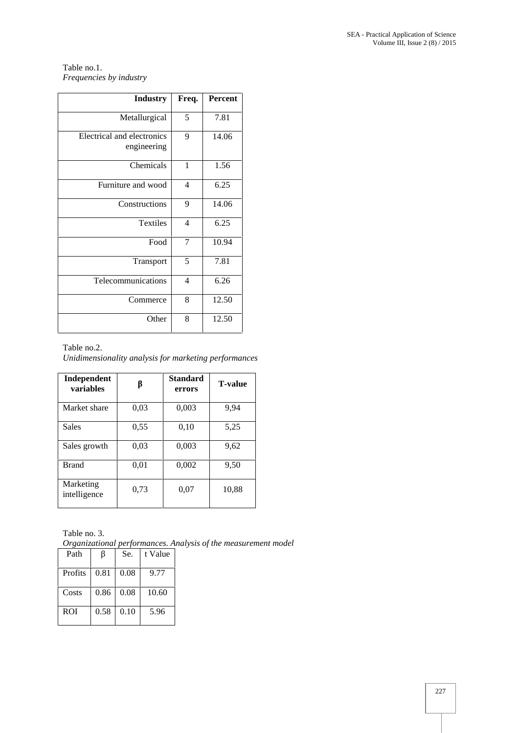Table no.1.
*Frequencies by industry*

| Industry | Freq. | Percent |
|---|---|---|
| Metallurgical | 5 | 7.81 |
| Electrical and electronics engineering | 9 | 14.06 |
| Chemicals | 1 | 1.56 |
| Furniture and wood | 4 | 6.25 |
| Constructions | 9 | 14.06 |
| Textiles | 4 | 6.25 |
| Food | 7 | 10.94 |
| Transport | 5 | 7.81 |
| Telecommunications | 4 | 6.26 |
| Commerce | 8 | 12.50 |
| Other | 8 | 12.50 |

Table no.2.
*Unidimensionality analysis for marketing performances*

| Independent variables | β | Standard errors | T-value |
|---|---|---|---|
| Market share | 0,03 | 0,003 | 9,94 |
| Sales | 0,55 | 0,10 | 5,25 |
| Sales growth | 0,03 | 0,003 | 9,62 |
| Brand | 0,01 | 0,002 | 9,50 |
| Marketing intelligence | 0,73 | 0,07 | 10,88 |

Table no. 3.
*Organizational performances. Analysis of the measurement model*

| Path | β | Se. | t Value |
|---|---|---|---|
| Profits | 0.81 | 0.08 | 9.77 |
| Costs | 0.86 | 0.08 | 10.60 |
| ROI | 0.58 | 0.10 | 5.96 |